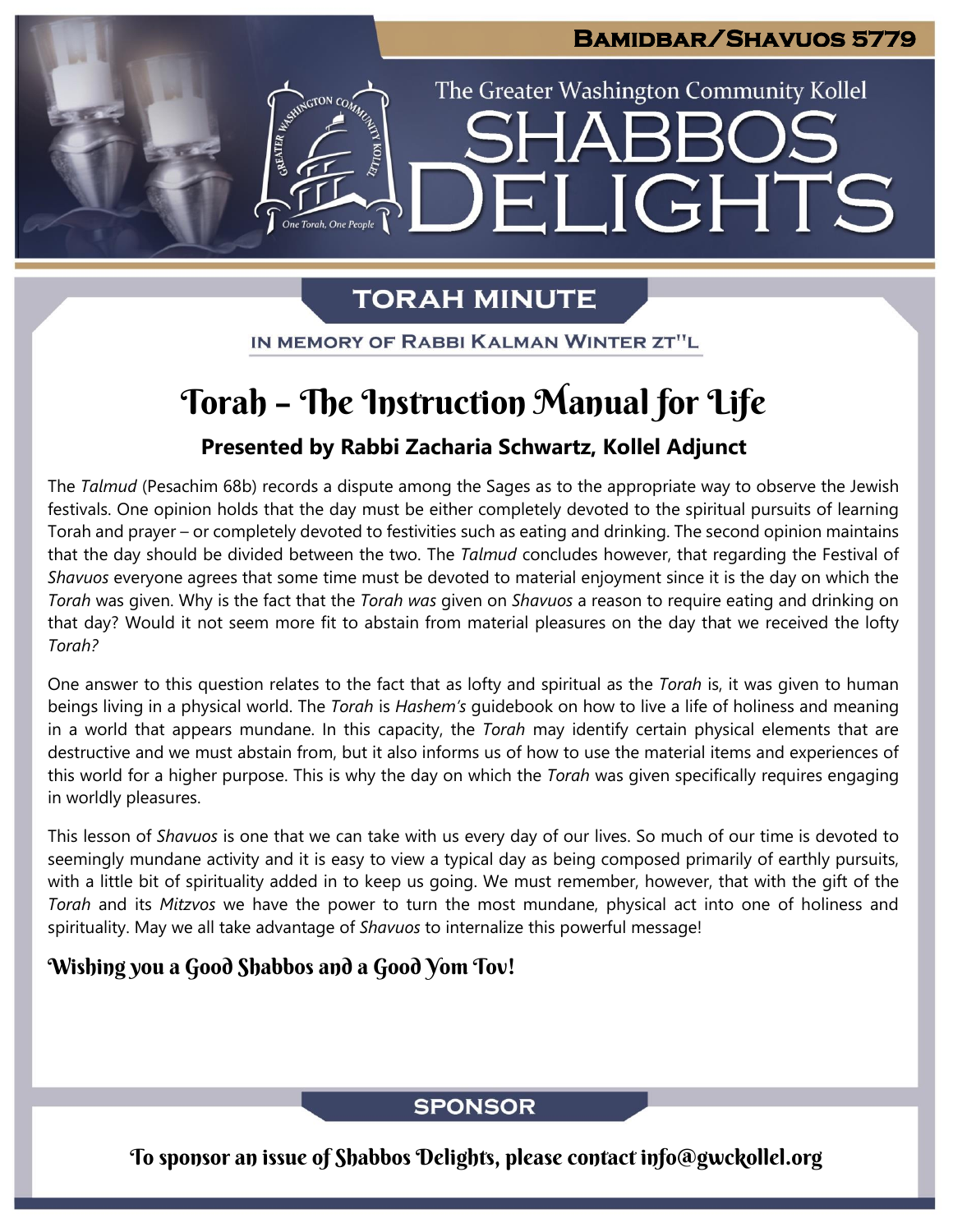# Bamidbar/Shavuos 5779

The Greater Washington Community Kollel

# Shabbos Delights

## Torah Minute

In Memory of Rabbi Kalman Winter zt"l

# Torah – The Instruction Manual for Life

### Presented by Rabbi Zacharia Schwartz, Kollel Adjunct

The *Talmud* (Pesachim 68b) records a dispute among the Sages as to the appropriate way to observe the Jewish festivals. One opinion holds that the day must be either completely devoted to the spiritual pursuits of learning Torah and prayer – or completely devoted to festivities such as eating and drinking. The second opinion maintains that the day should be divided between the two. The *Talmud* concludes however, that regarding the Festival of *Shavuos* everyone agrees that some time must be devoted to material enjoyment since it is the day on which the *Torah* was given. Why is the fact that the *Torah was* given on *Shavuos* a reason to require eating and drinking on that day? Would it not seem more fit to abstain from material pleasures on the day that we received the lofty *Torah?*

One answer to this question relates to the fact that as lofty and spiritual as the *Torah* is, it was given to human beings living in a physical world. The *Torah* is *Hashem's* guidebook on how to live a life of holiness and meaning in a world that appears mundane. In this capacity, the *Torah* may identify certain physical elements that are destructive and we must abstain from, but it also informs us of how to use the material items and experiences of this world for a higher purpose. This is why the day on which the *Torah* was given specifically requires engaging in worldly pleasures.

This lesson of *Shavuos* is one that we can take with us every day of our lives. So much of our time is devoted to seemingly mundane activity and it is easy to view a typical day as being composed primarily of earthly pursuits, with a little bit of spirituality added in to keep us going. We must remember, however, that with the gift of the *Torah* and its *Mitzvos* we have the power to turn the most mundane, physical act into one of holiness and spirituality. May we all take advantage of *Shavuos* to internalize this powerful message!

**Wishing you a Good Shabbos and a Good Yom Tov!**

## Sponsor

To sponsor an issue of Shabbos Delights, please contact info@gwckollel.org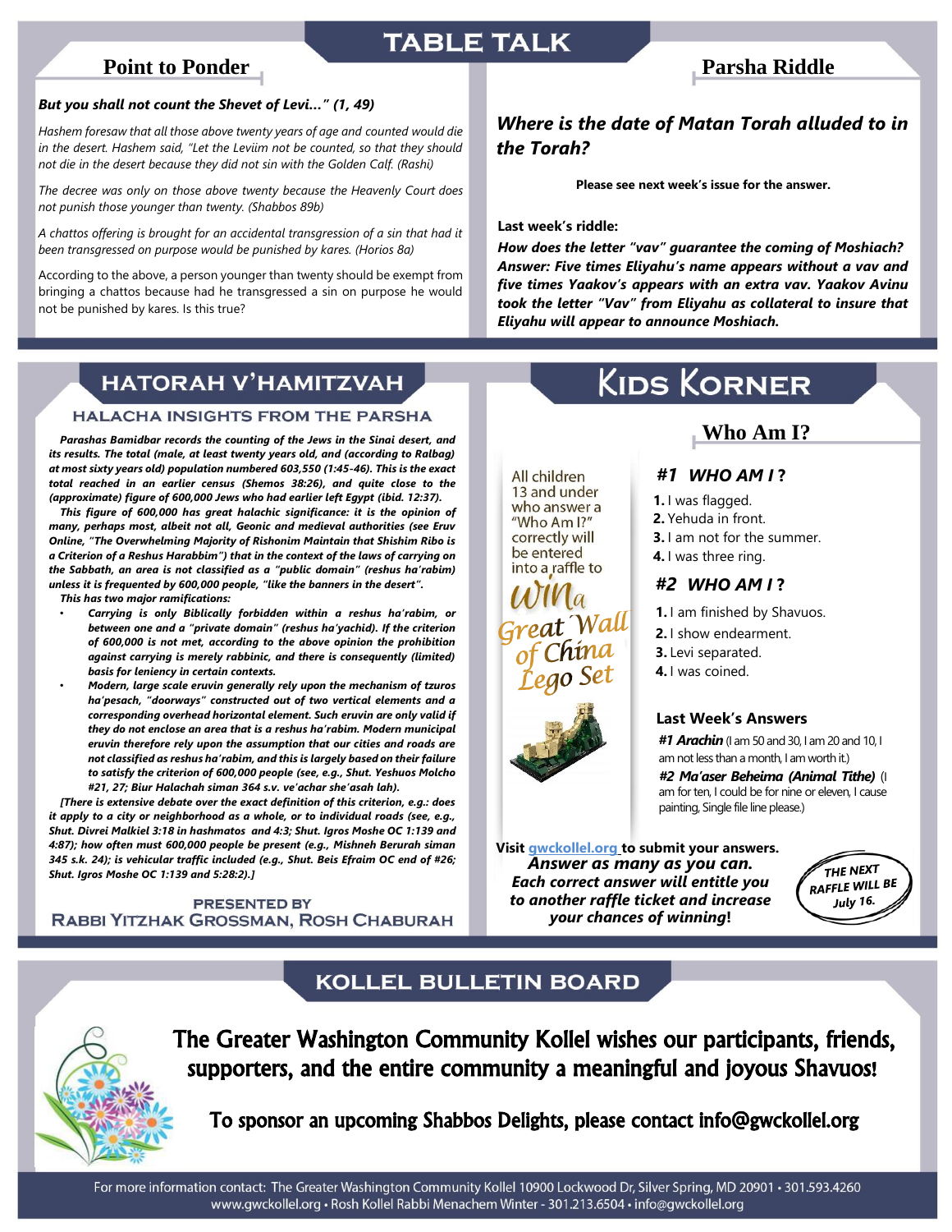# TABLE TALK

## Point to Ponder

***But you shall not count the Shevet of Levi..." (1, 49)***

*Hashem foresaw that all those above twenty years of age and counted would die in the desert. Hashem said, "Let the Leviim not be counted, so that they should not die in the desert because they did not sin with the Golden Calf. (Rashi)*

*The decree was only on those above twenty because the Heavenly Court does not punish those younger than twenty. (Shabbos 89b)*

*A chattos offering is brought for an accidental transgression of a sin that had it been transgressed on purpose would be punished by kares. (Horios 8a)*

According to the above, a person younger than twenty should be exempt from bringing a chattos because had he transgressed a sin on purpose he would not be punished by kares. Is this true?

## Parsha Riddle

***Where is the date of Matan Torah alluded to in the Torah?***

**Please see next week's issue for the answer.**

**Last week's riddle:**

***How does the letter "vav" guarantee the coming of Moshiach? Answer: Five times Eliyahu's name appears without a vav and five times Yaakov's appears with an extra vav. Yaakov Avinu took the letter "Vav" from Eliyahu as collateral to insure that Eliyahu will appear to announce Moshiach.***

# HATORAH V'HAMITZVAH

## HALACHA INSIGHTS FROM THE PARSHA

***Parashas Bamidbar records the counting of the Jews in the Sinai desert, and its results. The total (male, at least twenty years old, and (according to Ralbag) at most sixty years old) population numbered 603,550 (1:45-46). This is the exact total reached in an earlier census (Shemos 38:26), and quite close to the (approximate) figure of 600,000 Jews who had earlier left Egypt (ibid. 12:37).***

***This figure of 600,000 has great halachic significance: it is the opinion of many, perhaps most, albeit not all, Geonic and medieval authorities (see Eruv Online, "The Overwhelming Majority of Rishonim Maintain that Shishim Ribo is a Criterion of a Reshus Harabbim") that in the context of the laws of carrying on the Sabbath, an area is not classified as a "public domain" (reshus ha'rabim) unless it is frequented by 600,000 people, "like the banners in the desert".***

***This has two major ramifications:***

- ***Carrying is only Biblically forbidden within a reshus ha'rabim, or between one and a "private domain" (reshus ha'yachid). If the criterion of 600,000 is not met, according to the above opinion the prohibition against carrying is merely rabbinic, and there is consequently (limited) basis for leniency in certain contexts.***
- ***Modern, large scale eruvin generally rely upon the mechanism of tzuros ha'pesach, "doorways" constructed out of two vertical elements and a corresponding overhead horizontal element. Such eruvin are only valid if they do not enclose an area that is a reshus ha'rabim. Modern municipal eruvin therefore rely upon the assumption that our cities and roads are not classified as reshus ha'rabim, and this is largely based on their failure to satisfy the criterion of 600,000 people (see, e.g., Shut. Yeshuos Molcho #21, 27; Biur Halachah siman 364 s.v. ve'achar she'asah lah).***

***[There is extensive debate over the exact definition of this criterion, e.g.: does it apply to a city or neighborhood as a whole, or to individual roads (see, e.g., Shut. Divrei Malkiel 3:18 in hashmatos and 4:3; Shut. Igros Moshe OC 1:139 and 4:87); how often must 600,000 people be present (e.g., Mishneh Berurah siman 345 s.k. 24); is vehicular traffic included (e.g., Shut. Beis Efraim OC end of #26; Shut. Igros Moshe OC 1:139 and 5:28:2).]***

PRESENTED BY
RABBI YITZHAK GROSSMAN, ROSH CHABURAH

# KIDS KORNER

## Who Am I?

All children 13 and under who answer a "Who Am I?" correctly will be entered into a raffle to *Win a Great Wall of China Lego Set*

### *#1 WHO AM I?*

**1.** I was flagged.
**2.** Yehuda in front.
**3.** I am not for the summer.
**4.** I was three ring.

### *#2 WHO AM I?*

**1.** I am finished by Shavuos.
**2.** I show endearment.
**3.** Levi separated.
**4.** I was coined.

**Last Week's Answers**

***#1 Arachin*** (I am 50 and 30, I am 20 and 10, I am not less than a month, I am worth it.)

***#2 Ma'aser Beheima (Animal Tithe)*** (I am for ten, I could be for nine or eleven, I cause painting, Single file line please.)

**Visit gwckollel.org to submit your answers.**
***Answer as many as you can. Each correct answer will entitle you to another raffle ticket and increase your chances of winning!***

*THE NEXT RAFFLE WILL BE July 16.*

# KOLLEL BULLETIN BOARD

**The Greater Washington Community Kollel wishes our participants, friends, supporters, and the entire community a meaningful and joyous Shavuos!**

**To sponsor an upcoming Shabbos Delights, please contact info@gwckollel.org**

For more information contact: The Greater Washington Community Kollel 10900 Lockwood Dr, Silver Spring, MD 20901 • 301.593.4260
www.gwckollel.org • Rosh Kollel Rabbi Menachem Winter - 301.213.6504 • info@gwckollel.org